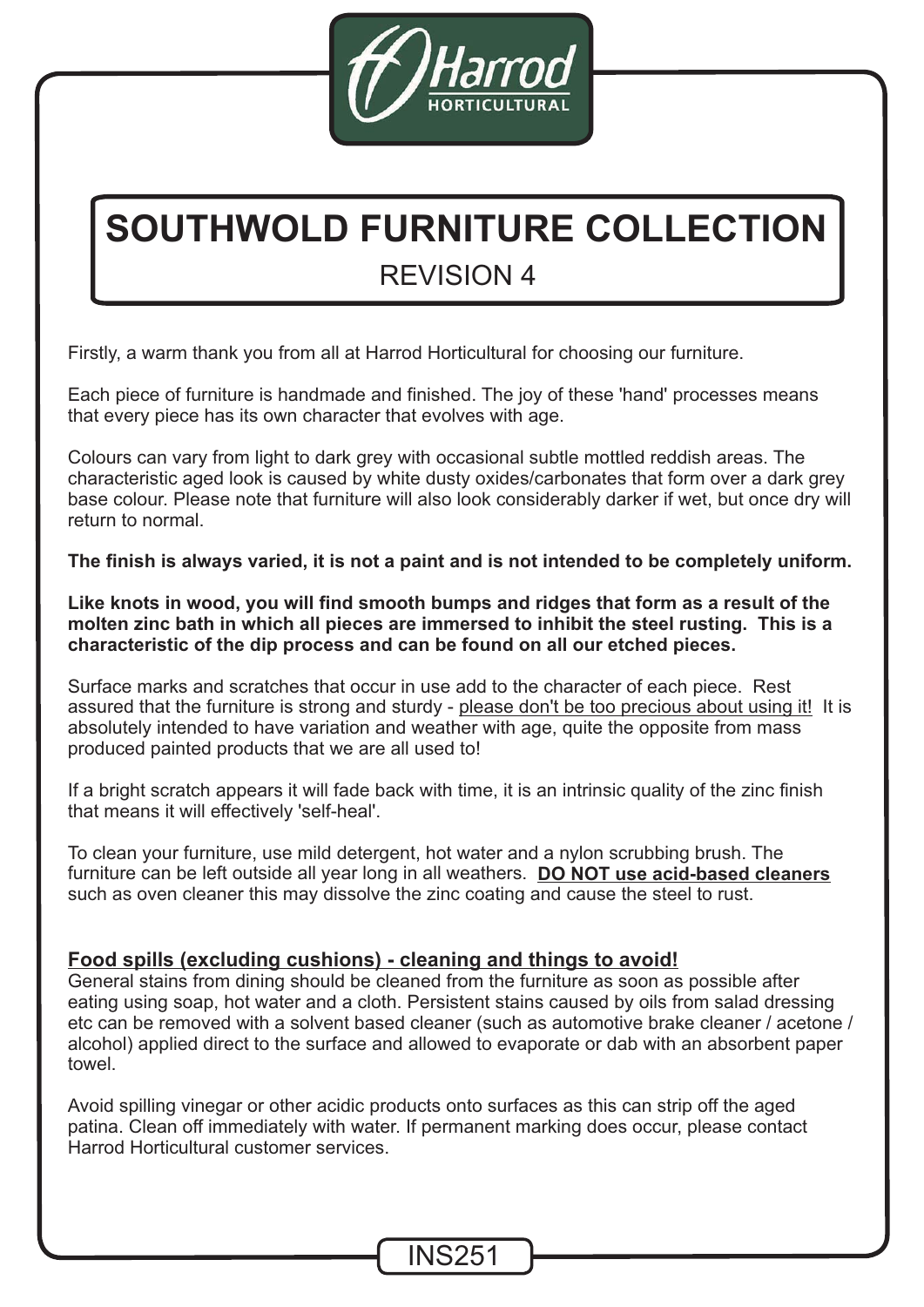# SOUTHWOLD FURNITURE COLLECTION

REVISION 4

Firstly, a warm thank you from all at Harrod Horticultural for choosing our furniture.

Each piece of furniture is handmade and finished. The joy of these 'hand' processes means that every piece has its own character that evolves with age.

Colours can vary from light to dark grey with occasional subtle mottled reddish areas. The characteristic aged look is caused by white dusty oxides/carbonates that form over a dark grey base colour. Please note that furniture will also look considerably darker if wet, but once dry will return to normal.

**The finish is always varied, it is not a paint and is not intended to be completely uniform.**

**Like knots in wood, you will find smooth bumps and ridges that form as a result of the molten zinc bath in which all pieces are immersed to inhibit the steel rusting. This is a characteristic of the dip process and can be found on all our etched pieces.**

Surface marks and scratches that occur in use add to the character of each piece. Rest assured that the furniture is strong and sturdy - please don't be too precious about using it! It is absolutely intended to have variation and weather with age, quite the opposite from mass produced painted products that we are all used to!

If a bright scratch appears it will fade back with time, it is an intrinsic quality of the zinc finish that means it will effectively 'self-heal'.

To clean your furniture, use mild detergent, hot water and a nylon scrubbing brush. The furniture can be left outside all year long in all weathers. **DO NOT use acid-based cleaners** such as oven cleaner this may dissolve the zinc coating and cause the steel to rust.

**Food spills (excluding cushions) - cleaning and things to avoid!**

General stains from dining should be cleaned from the furniture as soon as possible after eating using soap, hot water and a cloth. Persistent stains caused by oils from salad dressing etc can be removed with a solvent based cleaner (such as automotive brake cleaner / acetone / alcohol) applied direct to the surface and allowed to evaporate or dab with an absorbent paper towel.

Avoid spilling vinegar or other acidic products onto surfaces as this can strip off the aged patina. Clean off immediately with water. If permanent marking does occur, please contact Harrod Horticultural customer services.

INS251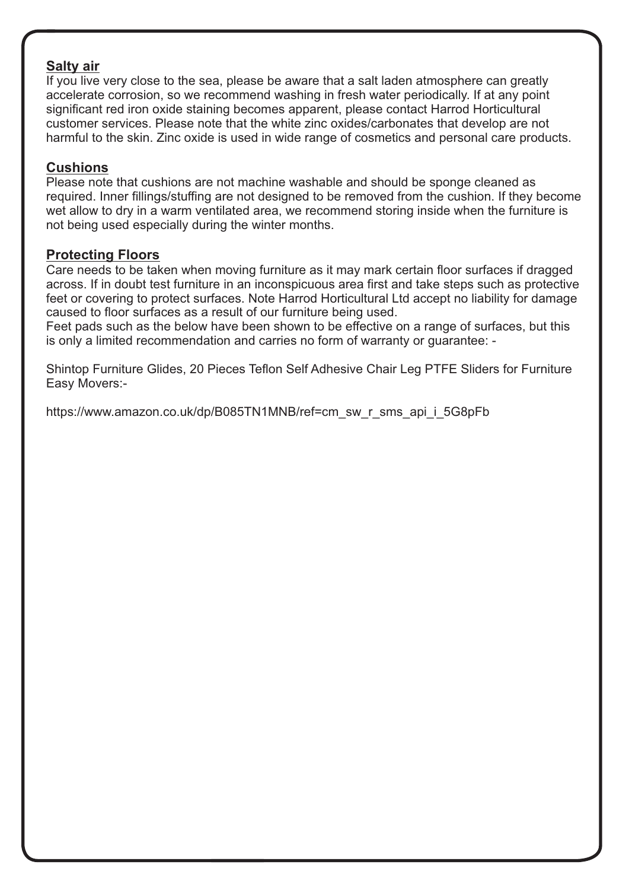## Salty air

If you live very close to the sea, please be aware that a salt laden atmosphere can greatly accelerate corrosion, so we recommend washing in fresh water periodically. If at any point significant red iron oxide staining becomes apparent, please contact Harrod Horticultural customer services. Please note that the white zinc oxides/carbonates that develop are not harmful to the skin. Zinc oxide is used in wide range of cosmetics and personal care products.

## Cushions

Please note that cushions are not machine washable and should be sponge cleaned as required. Inner fillings/stuffing are not designed to be removed from the cushion. If they become wet allow to dry in a warm ventilated area, we recommend storing inside when the furniture is not being used especially during the winter months.

## Protecting Floors

Care needs to be taken when moving furniture as it may mark certain floor surfaces if dragged across. If in doubt test furniture in an inconspicuous area first and take steps such as protective feet or covering to protect surfaces. Note Harrod Horticultural Ltd accept no liability for damage caused to floor surfaces as a result of our furniture being used.
Feet pads such as the below have been shown to be effective on a range of surfaces, but this is only a limited recommendation and carries no form of warranty or guarantee: -

Shintop Furniture Glides, 20 Pieces Teflon Self Adhesive Chair Leg PTFE Sliders for Furniture Easy Movers:-

https://www.amazon.co.uk/dp/B085TN1MNB/ref=cm_sw_r_sms_api_i_5G8pFb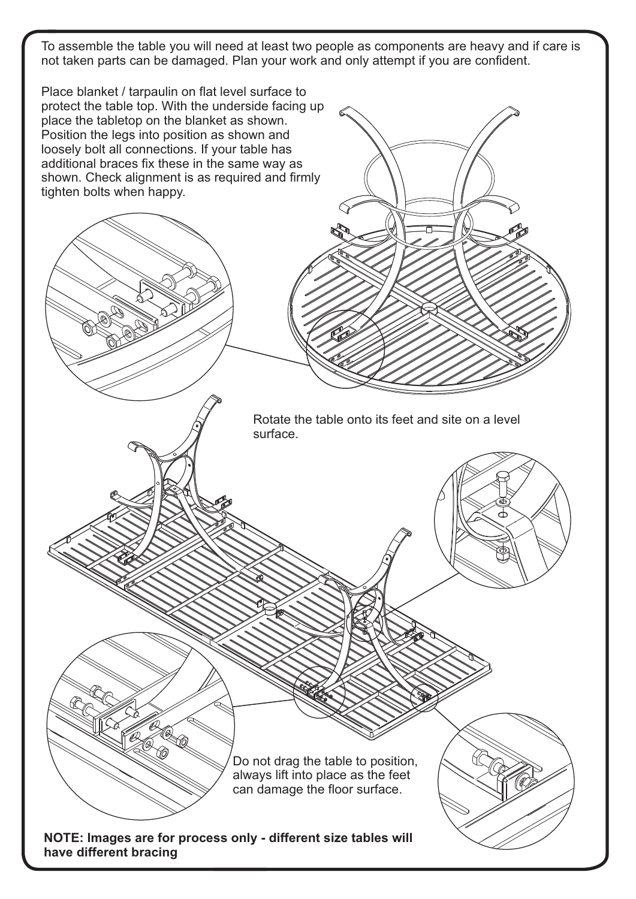To assemble the table you will need at least two people as components are heavy and if care is not taken parts can be damaged. Plan your work and only attempt if you are confident.

Place blanket / tarpaulin on flat level surface to protect the table top. With the underside facing up place the tabletop on the blanket as shown. Position the legs into position as shown and loosely bolt all connections. If your table has additional braces fix these in the same way as shown. Check alignment is as required and firmly tighten bolts when happy.

Rotate the table onto its feet and site on a level surface.

Do not drag the table to position, always lift into place as the feet can damage the floor surface.

**NOTE: Images are for process only - different size tables will have different bracing**